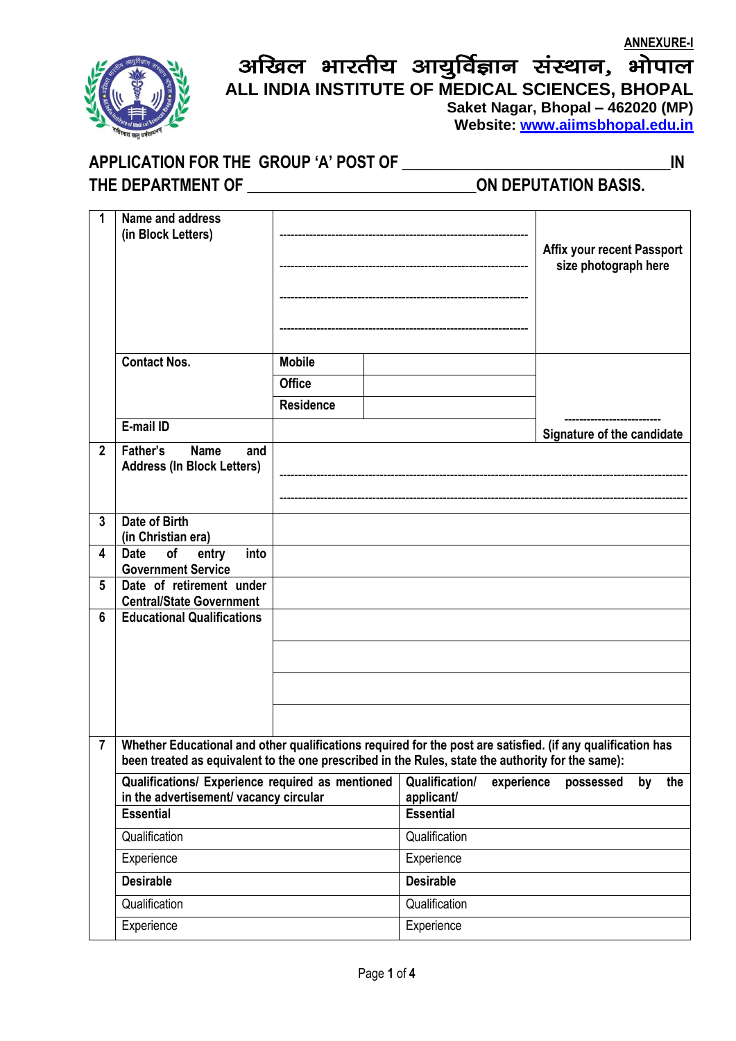**ANNEXURE-I**

# अखिल भारतीय आयुर्विज्ञान संस्थान, भोपाल

## ALL INDIA INSTITUTE OF MEDICAL SCIENCES, BHOPAL

**Saket Nagar, Bhopal – 462020 (MP)**
**Website: www.aiimsbhopal.edu.in**

### APPLICATION FOR THE GROUP 'A' POST OF ________________________________IN THE DEPARTMENT OF ____________________________ON DEPUTATION BASIS.

| | | | | |
|---|---|---|---|---|
| 1 | **Name and address (in Block Letters)** | ------------------------------------------------------------ ------------------------------------------------------------ ------------------------------------------------------------ ------------------------------------------------------------ | | **Affix your recent Passport size photograph here** |
| | **Contact Nos.** | **Mobile** | | |
| | | **Office** | | |
| | | **Residence** | | |
| | **E-mail ID** | | | -------------------------- **Signature of the candidate** |
| 2 | **Father's Name and Address (In Block Letters)** | ------------------------------------------------------------ ------------------------------------------------------------ | | |
| 3 | **Date of Birth (in Christian era)** | | | |
| 4 | **Date of entry into Government Service** | | | |
| 5 | **Date of retirement under Central/State Government** | | | |
| 6 | **Educational Qualifications** | | | |
| | | | | |
| | | | | |
| | | | | |

| | | |
|---|---|---|
| 7 | **Whether Educational and other qualifications required for the post are satisfied. (if any qualification has been treated as equivalent to the one prescribed in the Rules, state the authority for the same):** | |
| | **Qualifications/ Experience required as mentioned in the advertisement/ vacancy circular** | **Qualification/ experience possessed by the applicant/** |
| | **Essential** | **Essential** |
| | Qualification | Qualification |
| | Experience | Experience |
| | **Desirable** | **Desirable** |
| | Qualification | Qualification |
| | Experience | Experience |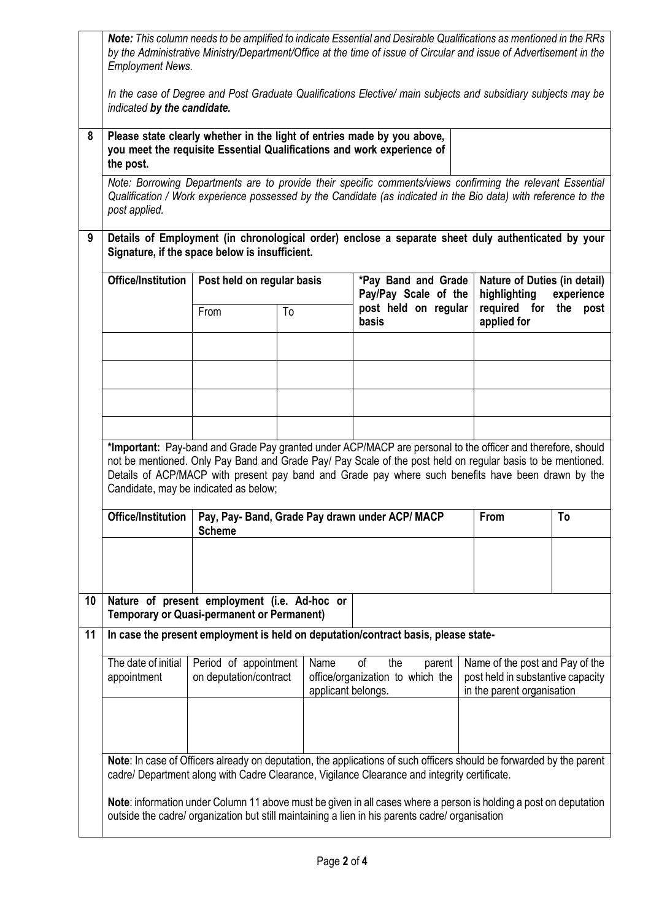***Note:** This column needs to be amplified to indicate Essential and Desirable Qualifications as mentioned in the RRs by the Administrative Ministry/Department/Office at the time of issue of Circular and issue of Advertisement in the Employment News.*

*In the case of Degree and Post Graduate Qualifications Elective/ main subjects and subsidiary subjects may be indicated **by the candidate.***

| 8 | **Please state clearly whether in the light of entries made by you above, you meet the requisite Essential Qualifications and work experience of the post.** | |
|---|---|---|

*Note: Borrowing Departments are to provide their specific comments/views confirming the relevant Essential Qualification / Work experience possessed by the Candidate (as indicated in the Bio data) with reference to the post applied.*

**9 Details of Employment (in chronological order) enclose a separate sheet duly authenticated by your Signature, if the space below is insufficient.**

| Office/Institution | Post held on regular basis | | *Pay Band and Grade Pay/Pay Scale of the post held on regular basis | Nature of Duties (in detail) highlighting experience required for the post applied for |
|---|---|---|---|---|
| | From | To | | |
| | | | | |
| | | | | |
| | | | | |
| | | | | |

***Important:** Pay-band and Grade Pay granted under ACP/MACP are personal to the officer and therefore, should not be mentioned. Only Pay Band and Grade Pay/ Pay Scale of the post held on regular basis to be mentioned. Details of ACP/MACP with present pay band and Grade pay where such benefits have been drawn by the Candidate, may be indicated as below;

| Office/Institution | Pay, Pay- Band, Grade Pay drawn under ACP/ MACP Scheme | From | To |
|---|---|---|---|
| | | | |

| 10 | **Nature of present employment (i.e. Ad-hoc or Temporary or Quasi-permanent or Permanent)** | |
|---|---|---|

**11 In case the present employment is held on deputation/contract basis, please state-**

| The date of initial appointment | Period of appointment on deputation/contract | Name of the parent office/organization to which the applicant belongs. | Name of the post and Pay of the post held in substantive capacity in the parent organisation |
|---|---|---|---|
| | | | |

**Note**: In case of Officers already on deputation, the applications of such officers should be forwarded by the parent cadre/ Department along with Cadre Clearance, Vigilance Clearance and integrity certificate.

**Note**: information under Column 11 above must be given in all cases where a person is holding a post on deputation outside the cadre/ organization but still maintaining a lien in his parents cadre/ organisation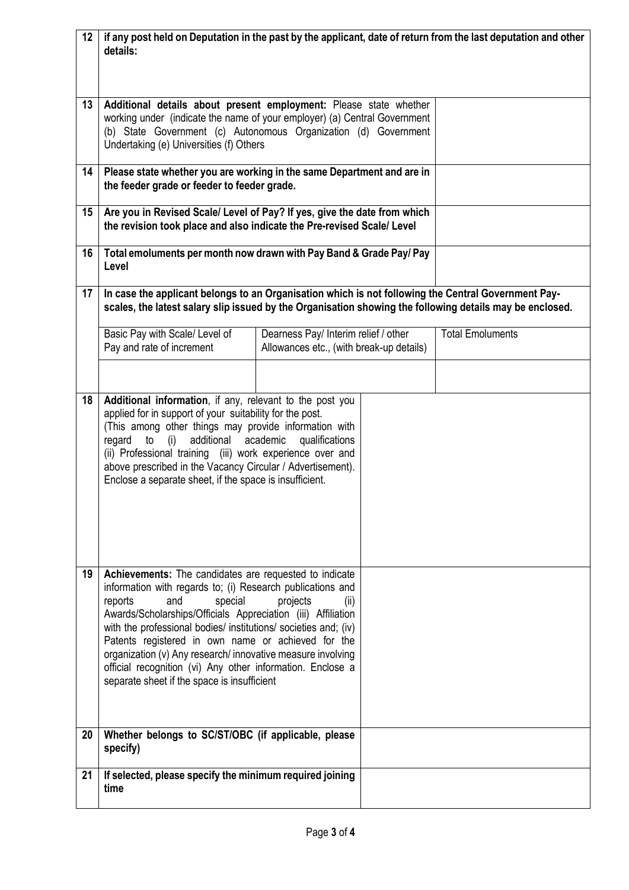| 12 | **if any post held on Deputation in the past by the applicant, date of return from the last deputation and other details:** | | |
|---|---|---|---|
| 13 | **Additional details about present employment:** Please state whether working under (indicate the name of your employer) (a) Central Government (b) State Government (c) Autonomous Organization (d) Government Undertaking (e) Universities (f) Others | | |
| 14 | **Please state whether you are working in the same Department and are in the feeder grade or feeder to feeder grade.** | | |
| 15 | **Are you in Revised Scale/ Level of Pay? If yes, give the date from which the revision took place and also indicate the Pre-revised Scale/ Level** | | |
| 16 | **Total emoluments per month now drawn with Pay Band & Grade Pay/ Pay Level** | | |
| 17 | **In case the applicant belongs to an Organisation which is not following the Central Government Pay-scales, the latest salary slip issued by the Organisation showing the following details may be enclosed.** | | |
| | Basic Pay with Scale/ Level of Pay and rate of increment | Dearness Pay/ Interim relief / other Allowances etc., (with break-up details) | Total Emoluments |
| | | | |
| 18 | **Additional information**, if any, relevant to the post you applied for in support of your suitability for the post. (This among other things may provide information with regard to (i) additional academic qualifications (ii) Professional training (iii) work experience over and above prescribed in the Vacancy Circular / Advertisement). Enclose a separate sheet, if the space is insufficient. | | |
| 19 | **Achievements:** The candidates are requested to indicate information with regards to; (i) Research publications and reports and special projects (ii) Awards/Scholarships/Officials Appreciation (iii) Affiliation with the professional bodies/ institutions/ societies and; (iv) Patents registered in own name or achieved for the organization (v) Any research/ innovative measure involving official recognition (vi) Any other information. Enclose a separate sheet if the space is insufficient | | |
| 20 | **Whether belongs to SC/ST/OBC (if applicable, please specify)** | | |
| 21 | **If selected, please specify the minimum required joining time** | | |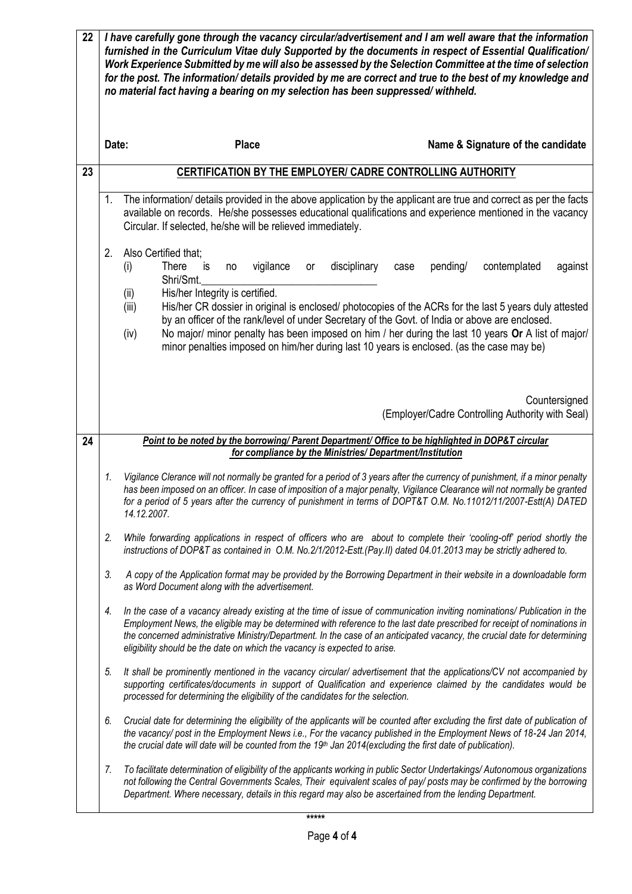**22**

***I have carefully gone through the vacancy circular/advertisement and I am well aware that the information furnished in the Curriculum Vitae duly Supported by the documents in respect of Essential Qualification/ Work Experience Submitted by me will also be assessed by the Selection Committee at the time of selection for the post. The information/ details provided by me are correct and true to the best of my knowledge and no material fact having a bearing on my selection has been suppressed/ withheld.***

**Date:** **Place** **Name & Signature of the candidate**

**23**

**CERTIFICATION BY THE EMPLOYER/ CADRE CONTROLLING AUTHORITY**

1. The information/ details provided in the above application by the applicant are true and correct as per the facts available on records. He/she possesses educational qualifications and experience mentioned in the vacancy Circular. If selected, he/she will be relieved immediately.

2. Also Certified that;
   (i) There is no vigilance or disciplinary case pending/ contemplated against Shri/Smt.\_\_\_\_\_\_\_\_\_\_\_\_\_\_\_\_\_\_\_\_\_\_\_\_\_\_\_\_\_\_\_\_\_\_
   (ii) His/her Integrity is certified.
   (iii) His/her CR dossier in original is enclosed/ photocopies of the ACRs for the last 5 years duly attested by an officer of the rank/level of under Secretary of the Govt. of India or above are enclosed.
   (iv) No major/ minor penalty has been imposed on him / her during the last 10 years **Or** A list of major/ minor penalties imposed on him/her during last 10 years is enclosed. (as the case may be)

Countersigned
(Employer/Cadre Controlling Authority with Seal)

**24**

***Point to be noted by the borrowing/ Parent Department/ Office to be highlighted in DOP&T circular for compliance by the Ministries/ Department/Institution***

1. *Vigilance Clerance will not normally be granted for a period of 3 years after the currency of punishment, if a minor penalty has been imposed on an officer. In case of imposition of a major penalty, Vigilance Clearance will not normally be granted for a period of 5 years after the currency of punishment in terms of DOPT&T O.M. No.11012/11/2007-Estt(A) DATED 14.12.2007.*

2. *While forwarding applications in respect of officers who are about to complete their 'cooling-off' period shortly the instructions of DOP&T as contained in O.M. No.2/1/2012-Estt.(Pay.II) dated 04.01.2013 may be strictly adhered to.*

3. *A copy of the Application format may be provided by the Borrowing Department in their website in a downloadable form as Word Document along with the advertisement.*

4. *In the case of a vacancy already existing at the time of issue of communication inviting nominations/ Publication in the Employment News, the eligible may be determined with reference to the last date prescribed for receipt of nominations in the concerned administrative Ministry/Department. In the case of an anticipated vacancy, the crucial date for determining eligibility should be the date on which the vacancy is expected to arise.*

5. *It shall be prominently mentioned in the vacancy circular/ advertisement that the applications/CV not accompanied by supporting certificates/documents in support of Qualification and experience claimed by the candidates would be processed for determining the eligibility of the candidates for the selection.*

6. *Crucial date for determining the eligibility of the applicants will be counted after excluding the first date of publication of the vacancy/ post in the Employment News i.e., For the vacancy published in the Employment News of 18-24 Jan 2014, the crucial date will date will be counted from the 19th Jan 2014(excluding the first date of publication).*

7. *To facilitate determination of eligibility of the applicants working in public Sector Undertakings/ Autonomous organizations not following the Central Governments Scales, Their equivalent scales of pay/ posts may be confirmed by the borrowing Department. Where necessary, details in this regard may also be ascertained from the lending Department.*

\*\*\*\*\*